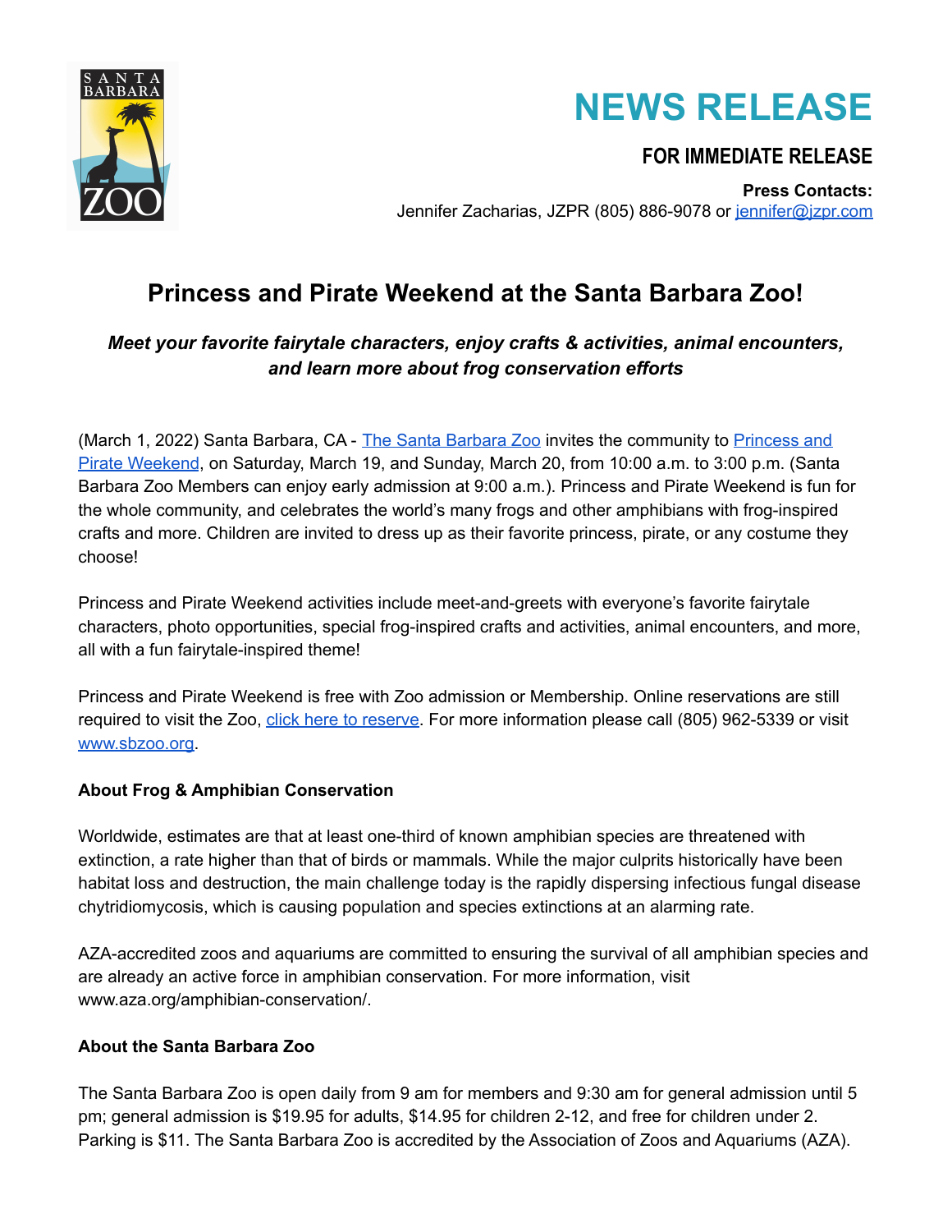# NEWS RELEASE

**FOR IMMEDIATE RELEASE**

**Press Contacts:**
Jennifer Zacharias, JZPR (805) 886-9078 or jennifer@jzpr.com

## Princess and Pirate Weekend at the Santa Barbara Zoo!

***Meet your favorite fairytale characters, enjoy crafts & activities, animal encounters, and learn more about frog conservation efforts***

(March 1, 2022) Santa Barbara, CA - The Santa Barbara Zoo invites the community to Princess and Pirate Weekend, on Saturday, March 19, and Sunday, March 20, from 10:00 a.m. to 3:00 p.m. (Santa Barbara Zoo Members can enjoy early admission at 9:00 a.m.). Princess and Pirate Weekend is fun for the whole community, and celebrates the world's many frogs and other amphibians with frog-inspired crafts and more. Children are invited to dress up as their favorite princess, pirate, or any costume they choose!

Princess and Pirate Weekend activities include meet-and-greets with everyone's favorite fairytale characters, photo opportunities, special frog-inspired crafts and activities, animal encounters, and more, all with a fun fairytale-inspired theme!

Princess and Pirate Weekend is free with Zoo admission or Membership. Online reservations are still required to visit the Zoo, click here to reserve. For more information please call (805) 962-5339 or visit www.sbzoo.org.

**About Frog & Amphibian Conservation**

Worldwide, estimates are that at least one-third of known amphibian species are threatened with extinction, a rate higher than that of birds or mammals. While the major culprits historically have been habitat loss and destruction, the main challenge today is the rapidly dispersing infectious fungal disease chytridiomycosis, which is causing population and species extinctions at an alarming rate.

AZA-accredited zoos and aquariums are committed to ensuring the survival of all amphibian species and are already an active force in amphibian conservation. For more information, visit www.aza.org/amphibian-conservation/.

**About the Santa Barbara Zoo**

The Santa Barbara Zoo is open daily from 9 am for members and 9:30 am for general admission until 5 pm; general admission is $19.95 for adults, $14.95 for children 2-12, and free for children under 2. Parking is $11. The Santa Barbara Zoo is accredited by the Association of Zoos and Aquariums (AZA).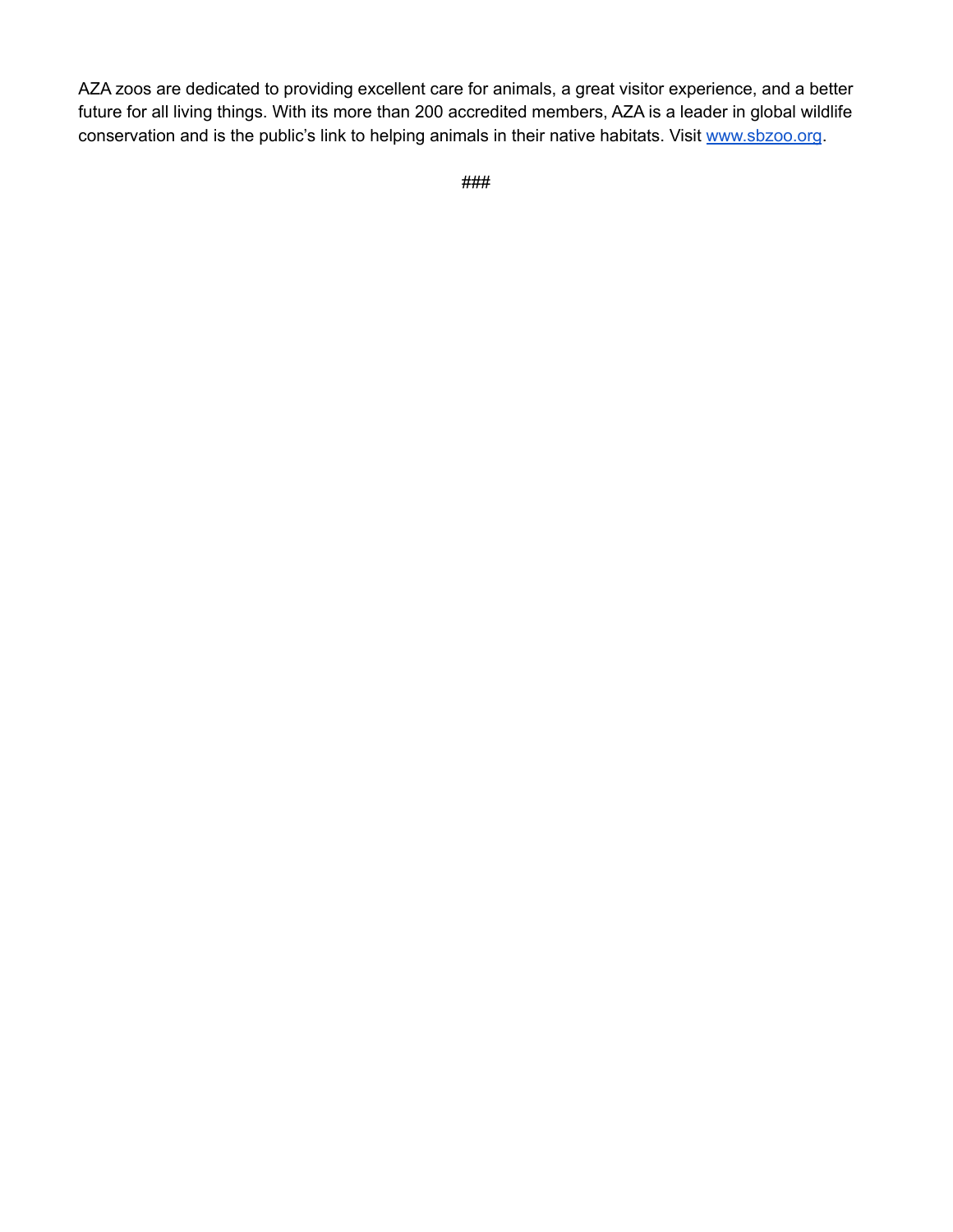AZA zoos are dedicated to providing excellent care for animals, a great visitor experience, and a better future for all living things. With its more than 200 accredited members, AZA is a leader in global wildlife conservation and is the public's link to helping animals in their native habitats. Visit [www.sbzoo.org](http://www.sbzoo.org).

###